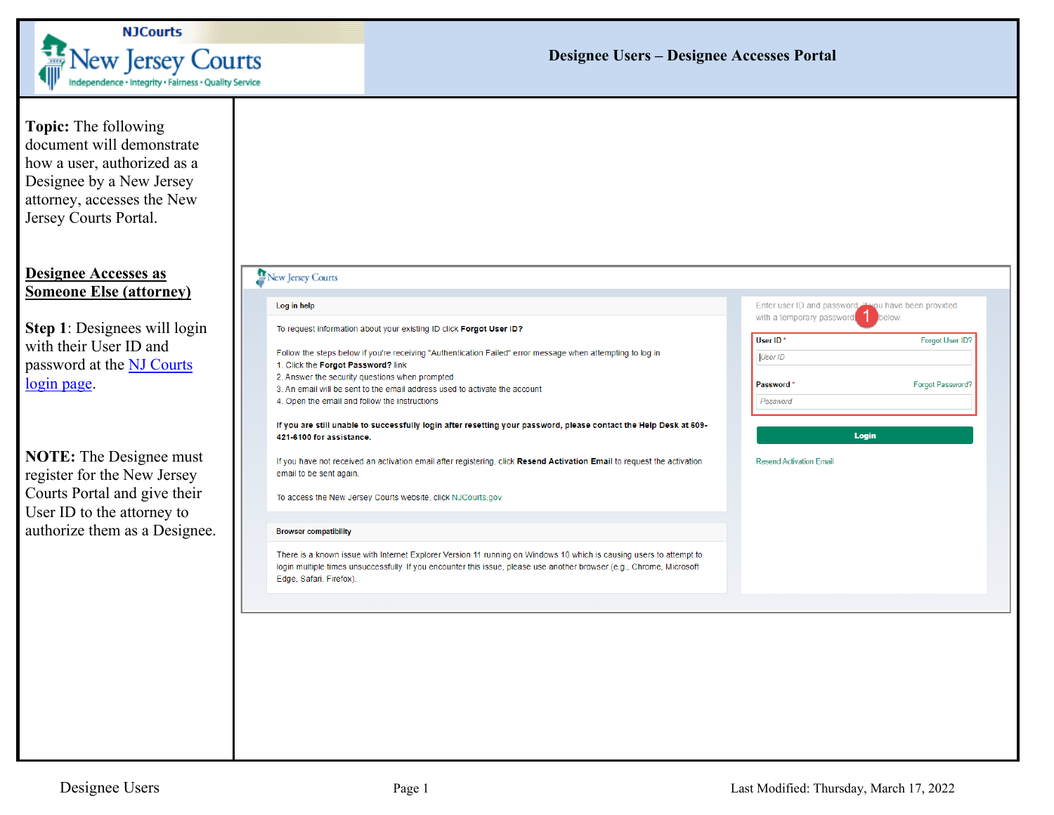# Designee Users – Designee Accesses Portal

**Topic:** The following document will demonstrate how a user, authorized as a Designee by a New Jersey attorney, accesses the New Jersey Courts Portal.

## Designee Accesses as Someone Else (attorney)

**Step 1**: Designees will login with their User ID and password at the NJ Courts login page.

**NOTE:** The Designee must register for the New Jersey Courts Portal and give their User ID to the attorney to authorize them as a Designee.

New Jersey Courts

**Log in help**

To request information about your existing ID click **Forgot User ID?**

Follow the steps below if you're receiving "Authentication Failed" error message when attempting to log in
1. Click the **Forgot Password?** link
2. Answer the security questions when prompted
3. An email will be sent to the email address used to activate the account
4. Open the email and follow the instructions

**If you are still unable to successfully login after resetting your password, please contact the Help Desk at 609-421-6100 for assistance.**

If you have not received an activation email after registering, click **Resend Activation Email** to request the activation email to be sent again.

To access the New Jersey Courts website, click NJCourts.gov

**Browser compatibility**

There is a known issue with Internet Explorer Version 11 running on Windows 10 which is causing users to attempt to login multiple times unsuccessfully. If you encounter this issue, please use another browser (e.g., Chrome, Microsoft Edge, Safari, Firefox).

Enter user ID and password. If you have been provided with a temporary password 1 below.

User ID * Forgot User ID?

User ID

Password * Forgot Password?

Password

Login

Resend Activation Email

Designee Users

Last Modified: Thursday, March 17, 2022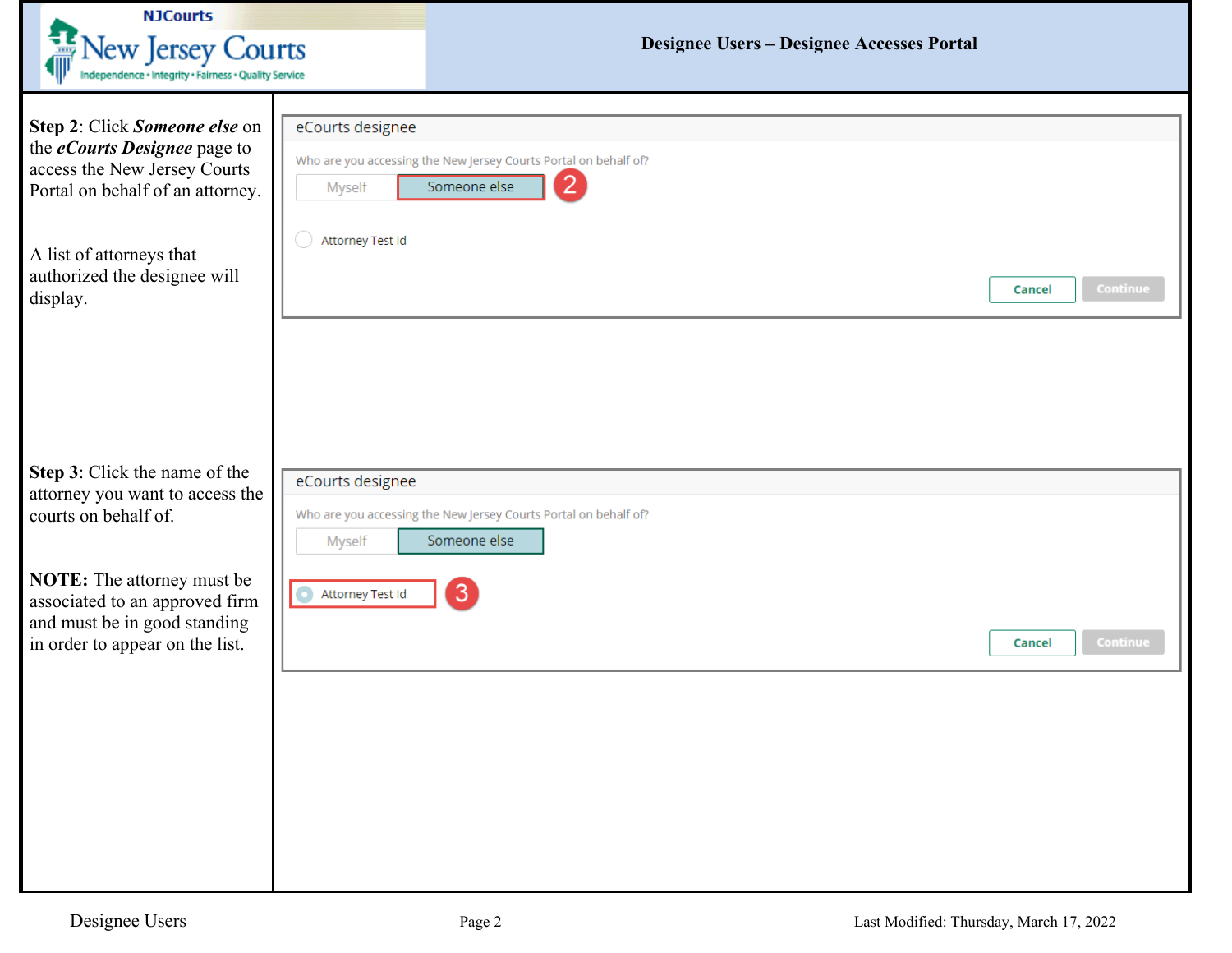**Step 2**: Click ***Someone else*** on the ***eCourts Designee*** page to access the New Jersey Courts Portal on behalf of an attorney.

A list of attorneys that authorized the designee will display.

eCourts designee

Who are you accessing the New Jersey Courts Portal on behalf of?

Myself | Someone else

Attorney Test Id

Cancel | Continue

**Step 3**: Click the name of the attorney you want to access the courts on behalf of.

**NOTE:** The attorney must be associated to an approved firm and must be in good standing in order to appear on the list.

eCourts designee

Who are you accessing the New Jersey Courts Portal on behalf of?

Myself | Someone else

Attorney Test Id

Cancel | Continue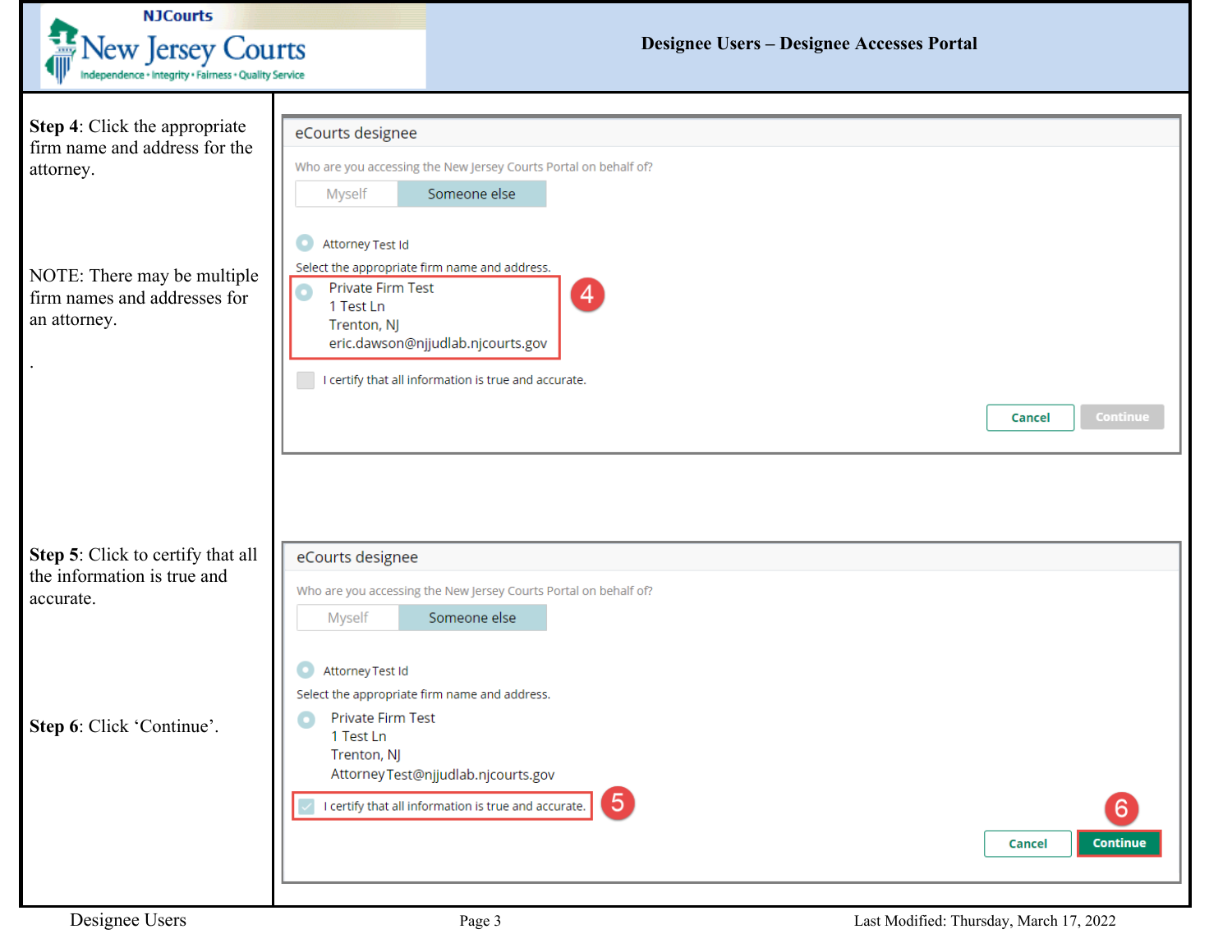# Designee Users – Designee Accesses Portal

**Step 4**: Click the appropriate firm name and address for the attorney.

NOTE: There may be multiple firm names and addresses for an attorney.

.

eCourts designee

Who are you accessing the New Jersey Courts Portal on behalf of?

Myself | Someone else

Attorney Test Id

Select the appropriate firm name and address.

Private Firm Test
1 Test Ln
Trenton, NJ
eric.dawson@njjudlab.njcourts.gov

4

I certify that all information is true and accurate.

Cancel | Continue

**Step 5**: Click to certify that all the information is true and accurate.

**Step 6**: Click 'Continue'.

eCourts designee

Who are you accessing the New Jersey Courts Portal on behalf of?

Myself | Someone else

Attorney Test Id

Select the appropriate firm name and address.

Private Firm Test
1 Test Ln
Trenton, NJ
AttorneyTest@njjudlab.njcourts.gov

I certify that all information is true and accurate.

5

6

Cancel | Continue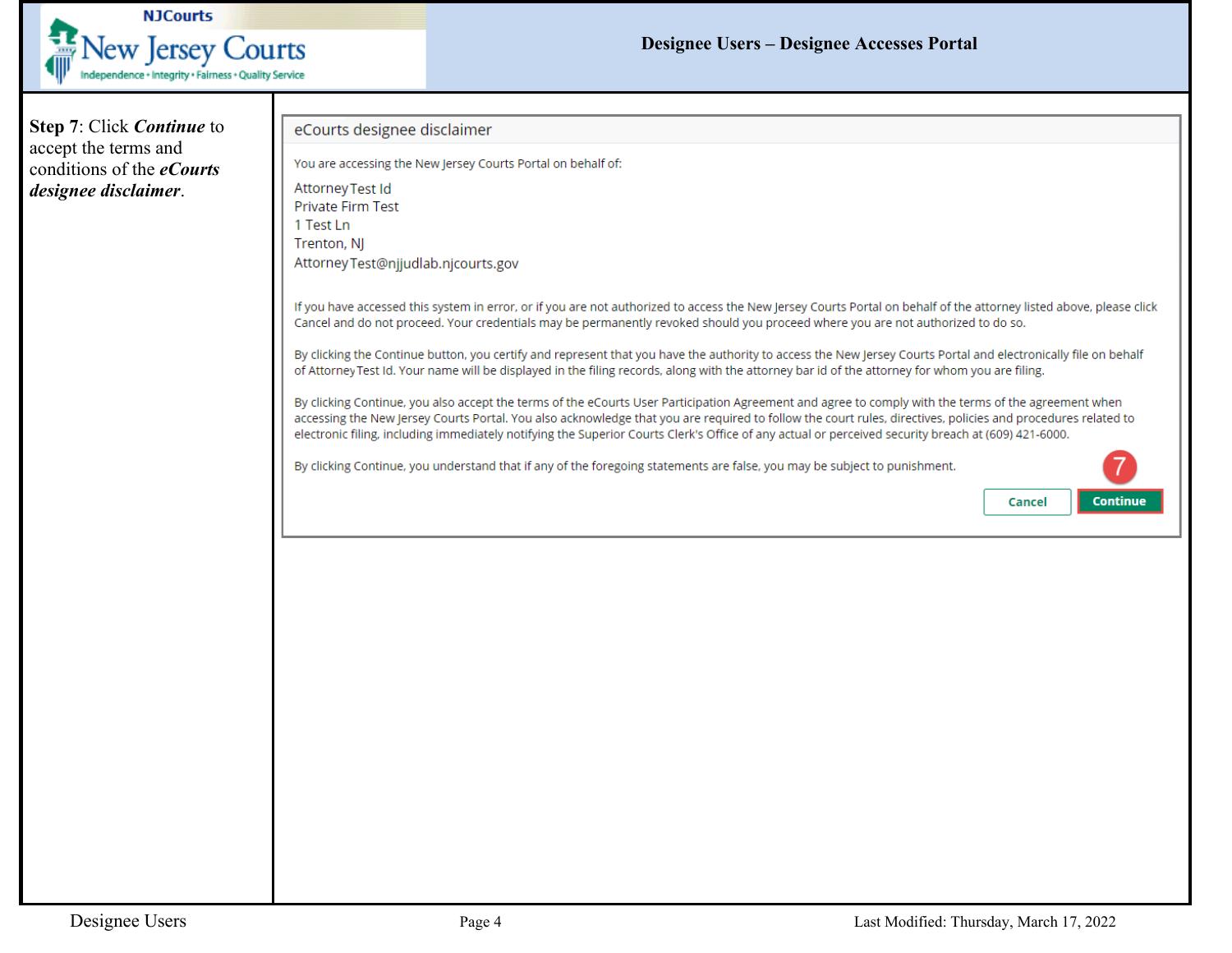**Step 7**: Click ***Continue*** to accept the terms and conditions of the ***eCourts designee disclaimer***.

eCourts designee disclaimer

You are accessing the New Jersey Courts Portal on behalf of:

AttorneyTest Id
Private Firm Test
1 Test Ln
Trenton, NJ
AttorneyTest@njjudlab.njcourts.gov

If you have accessed this system in error, or if you are not authorized to access the New Jersey Courts Portal on behalf of the attorney listed above, please click Cancel and do not proceed. Your credentials may be permanently revoked should you proceed where you are not authorized to do so.

By clicking the Continue button, you certify and represent that you have the authority to access the New Jersey Courts Portal and electronically file on behalf of AttorneyTest Id. Your name will be displayed in the filing records, along with the attorney bar id of the attorney for whom you are filing.

By clicking Continue, you also accept the terms of the eCourts User Participation Agreement and agree to comply with the terms of the agreement when accessing the New Jersey Courts Portal. You also acknowledge that you are required to follow the court rules, directives, policies and procedures related to electronic filing, including immediately notifying the Superior Courts Clerk's Office of any actual or perceived security breach at (609) 421-6000.

By clicking Continue, you understand that if any of the foregoing statements are false, you may be subject to punishment.

7

Cancel | Continue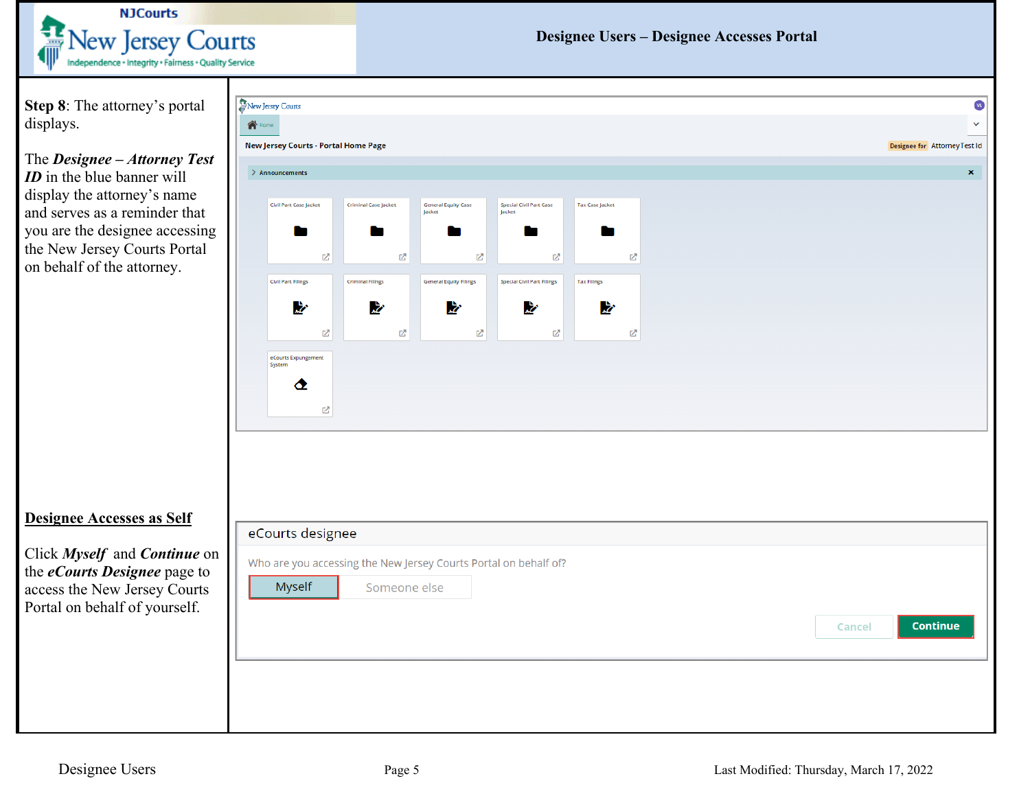Designee Users – Designee Accesses Portal

**Step 8**: The attorney's portal displays.

The ***Designee – Attorney Test ID*** in the blue banner will display the attorney's name and serves as a reminder that you are the designee accessing the New Jersey Courts Portal on behalf of the attorney.

New Jersey Courts

Home

New Jersey Courts - Portal Home Page

Designee for Attorney Test Id

Announcements

Civil Part Case Jacket

Criminal Case Jacket

General Equity Case Jacket

Special Civil Part Case Jacket

Tax Case Jacket

Civil Part Filings

Criminal Filings

General Equity Filings

Special Civil Part Filings

Tax Filings

eCourts Expungement System

## Designee Accesses as Self

Click ***Myself*** and ***Continue*** on the ***eCourts Designee*** page to access the New Jersey Courts Portal on behalf of yourself.

eCourts designee

Who are you accessing the New Jersey Courts Portal on behalf of?

Myself

Someone else

Cancel

Continue